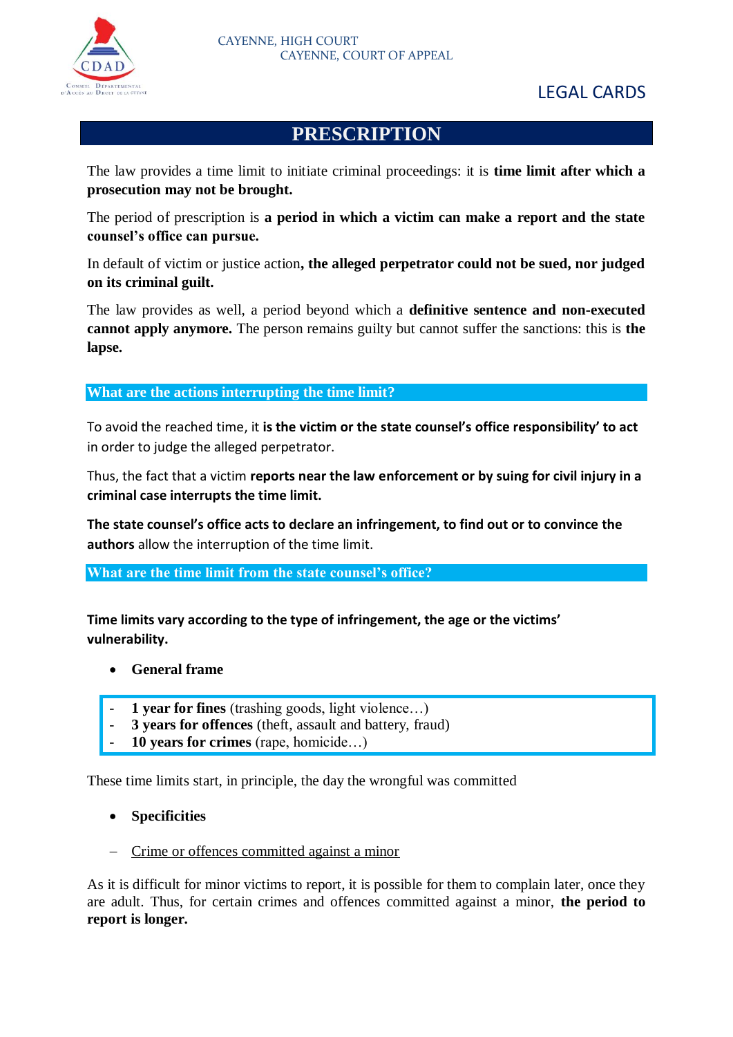CAYENNE, HIGH COURT
CAYENNE, COURT OF APPEAL

LEGAL CARDS

# PRESCRIPTION

The law provides a time limit to initiate criminal proceedings: it is **time limit after which a prosecution may not be brought.**

The period of prescription is **a period in which a victim can make a report and the state counsel's office can pursue.**

In default of victim or justice action**, the alleged perpetrator could not be sued, nor judged on its criminal guilt.**

The law provides as well, a period beyond which a **definitive sentence and non-executed cannot apply anymore.** The person remains guilty but cannot suffer the sanctions: this is **the lapse.**

## What are the actions interrupting the time limit?

To avoid the reached time, it **is the victim or the state counsel's office responsibility' to act** in order to judge the alleged perpetrator.

Thus, the fact that a victim **reports near the law enforcement or by suing for civil injury in a criminal case interrupts the time limit.**

**The state counsel's office acts to declare an infringement, to find out or to convince the authors** allow the interruption of the time limit.

## What are the time limit from the state counsel's office?

**Time limits vary according to the type of infringement, the age or the victims' vulnerability.**

- **General frame**

- **1 year for fines** (trashing goods, light violence…)
- **3 years for offences** (theft, assault and battery, fraud)
- **10 years for crimes** (rape, homicide…)

These time limits start, in principle, the day the wrongful was committed

- **Specificities**

– Crime or offences committed against a minor

As it is difficult for minor victims to report, it is possible for them to complain later, once they are adult. Thus, for certain crimes and offences committed against a minor, **the period to report is longer.**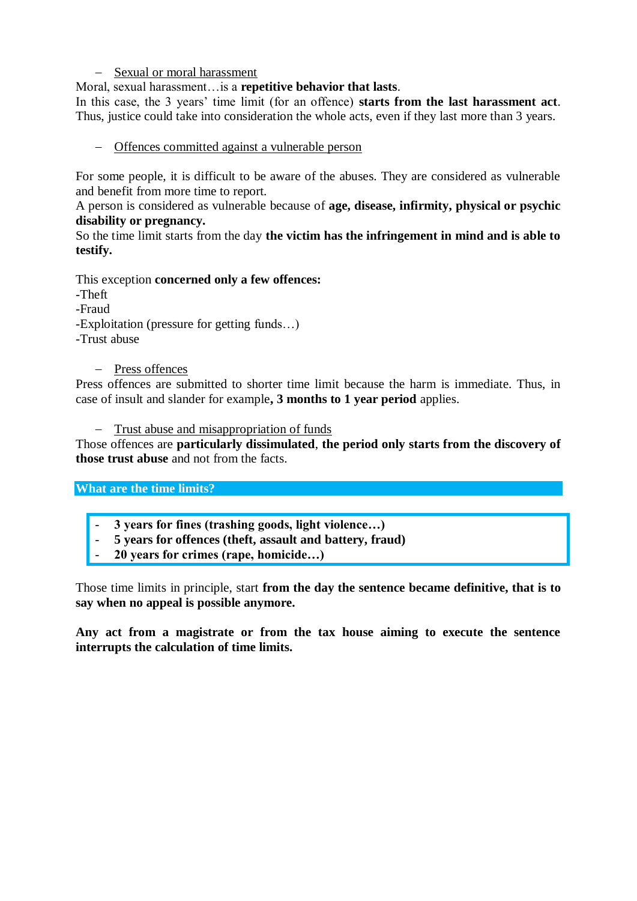- Sexual or moral harassment

Moral, sexual harassment…is a **repetitive behavior that lasts**.
In this case, the 3 years' time limit (for an offence) **starts from the last harassment act**. Thus, justice could take into consideration the whole acts, even if they last more than 3 years.

- Offences committed against a vulnerable person

For some people, it is difficult to be aware of the abuses. They are considered as vulnerable and benefit from more time to report.
A person is considered as vulnerable because of **age, disease, infirmity, physical or psychic disability or pregnancy.**
So the time limit starts from the day **the victim has the infringement in mind and is able to testify.**

This exception **concerned only a few offences:**
-Theft
-Fraud
-Exploitation (pressure for getting funds…)
-Trust abuse

- Press offences

Press offences are submitted to shorter time limit because the harm is immediate. Thus, in case of insult and slander for example**, 3 months to 1 year period** applies.

- Trust abuse and misappropriation of funds

Those offences are **particularly dissimulated**, **the period only starts from the discovery of those trust abuse** and not from the facts.

## What are the time limits?

- **3 years for fines (trashing goods, light violence…)**
- **5 years for offences (theft, assault and battery, fraud)**
- **20 years for crimes (rape, homicide…)**

Those time limits in principle, start **from the day the sentence became definitive, that is to say when no appeal is possible anymore.**

**Any act from a magistrate or from the tax house aiming to execute the sentence interrupts the calculation of time limits.**